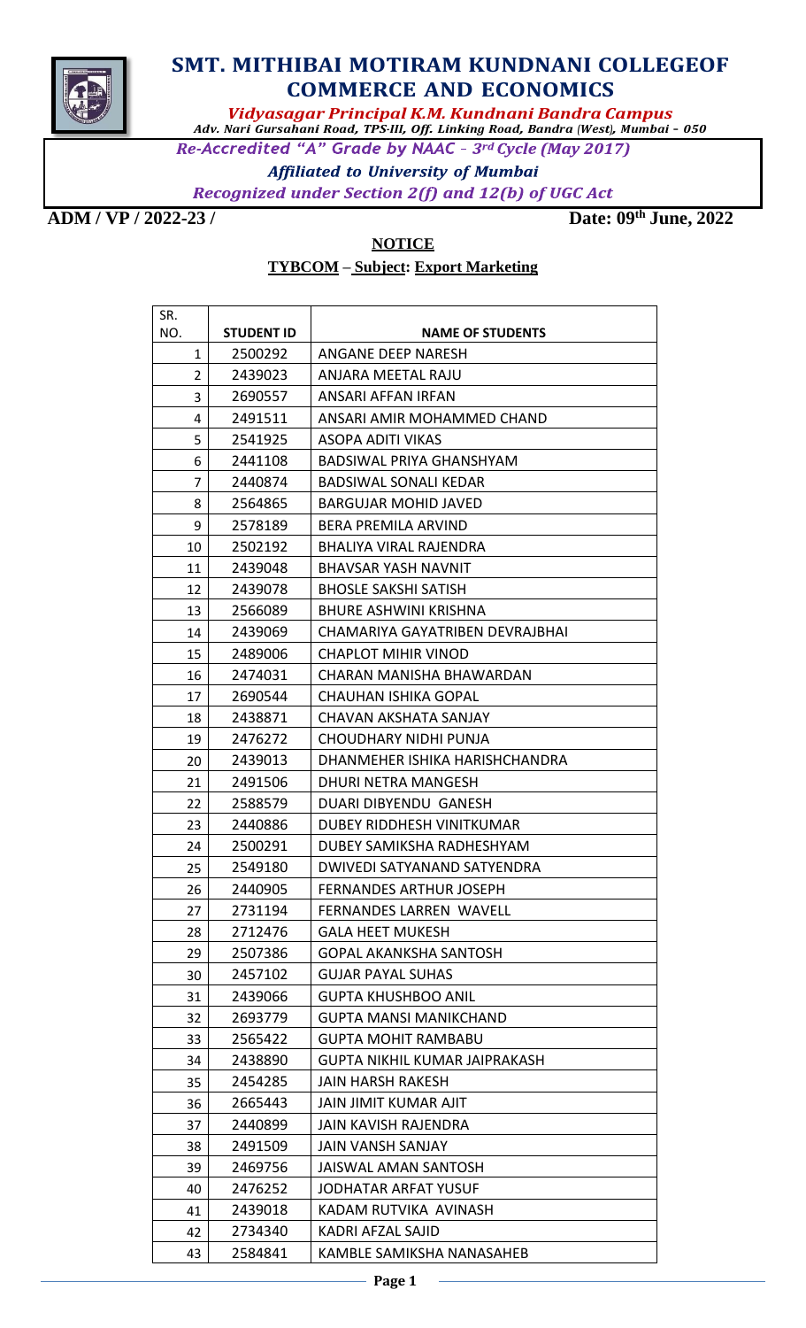# SMT. MITHIBAI MOTIRAM KUNDNANI COLLEGEOF COMMERCE AND ECONOMICS

*Vidyasagar Principal K.M. Kundnani Bandra Campus*

*Adv. Nari Gursahani Road, TPS-III, Off. Linking Road, Bandra (West), Mumbai – 050*

*Re-Accredited "A" Grade by NAAC – 3rd Cycle (May 2017)*

*Affiliated to University of Mumbai*

*Recognized under Section 2(f) and 12(b) of UGC Act*

**ADM / VP / 2022-23 /** **Date: 09th June, 2022**

**NOTICE**

**TYBCOM – Subject: Export Marketing**

| SR. NO. | STUDENT ID | NAME OF STUDENTS |
|---|---|---|
| 1 | 2500292 | ANGANE DEEP NARESH |
| 2 | 2439023 | ANJARA MEETAL RAJU |
| 3 | 2690557 | ANSARI AFFAN IRFAN |
| 4 | 2491511 | ANSARI AMIR MOHAMMED CHAND |
| 5 | 2541925 | ASOPA ADITI VIKAS |
| 6 | 2441108 | BADSIWAL PRIYA GHANSHYAM |
| 7 | 2440874 | BADSIWAL SONALI KEDAR |
| 8 | 2564865 | BARGUJAR MOHID JAVED |
| 9 | 2578189 | BERA PREMILA ARVIND |
| 10 | 2502192 | BHALIYA VIRAL RAJENDRA |
| 11 | 2439048 | BHAVSAR YASH NAVNIT |
| 12 | 2439078 | BHOSLE SAKSHI SATISH |
| 13 | 2566089 | BHURE ASHWINI KRISHNA |
| 14 | 2439069 | CHAMARIYA GAYATRIBEN DEVRAJBHAI |
| 15 | 2489006 | CHAPLOT MIHIR VINOD |
| 16 | 2474031 | CHARAN MANISHA BHAWARDAN |
| 17 | 2690544 | CHAUHAN ISHIKA GOPAL |
| 18 | 2438871 | CHAVAN AKSHATA SANJAY |
| 19 | 2476272 | CHOUDHARY NIDHI PUNJA |
| 20 | 2439013 | DHANMEHER ISHIKA HARISHCHANDRA |
| 21 | 2491506 | DHURI NETRA MANGESH |
| 22 | 2588579 | DUARI DIBYENDU GANESH |
| 23 | 2440886 | DUBEY RIDDHESH VINITKUMAR |
| 24 | 2500291 | DUBEY SAMIKSHA RADHESHYAM |
| 25 | 2549180 | DWIVEDI SATYANAND SATYENDRA |
| 26 | 2440905 | FERNANDES ARTHUR JOSEPH |
| 27 | 2731194 | FERNANDES LARREN WAVELL |
| 28 | 2712476 | GALA HEET MUKESH |
| 29 | 2507386 | GOPAL AKANKSHA SANTOSH |
| 30 | 2457102 | GUJAR PAYAL SUHAS |
| 31 | 2439066 | GUPTA KHUSHBOO ANIL |
| 32 | 2693779 | GUPTA MANSI MANIKCHAND |
| 33 | 2565422 | GUPTA MOHIT RAMBABU |
| 34 | 2438890 | GUPTA NIKHIL KUMAR JAIPRAKASH |
| 35 | 2454285 | JAIN HARSH RAKESH |
| 36 | 2665443 | JAIN JIMIT KUMAR AJIT |
| 37 | 2440899 | JAIN KAVISH RAJENDRA |
| 38 | 2491509 | JAIN VANSH SANJAY |
| 39 | 2469756 | JAISWAL AMAN SANTOSH |
| 40 | 2476252 | JODHATAR ARFAT YUSUF |
| 41 | 2439018 | KADAM RUTVIKA AVINASH |
| 42 | 2734340 | KADRI AFZAL SAJID |
| 43 | 2584841 | KAMBLE SAMIKSHA NANASAHEB |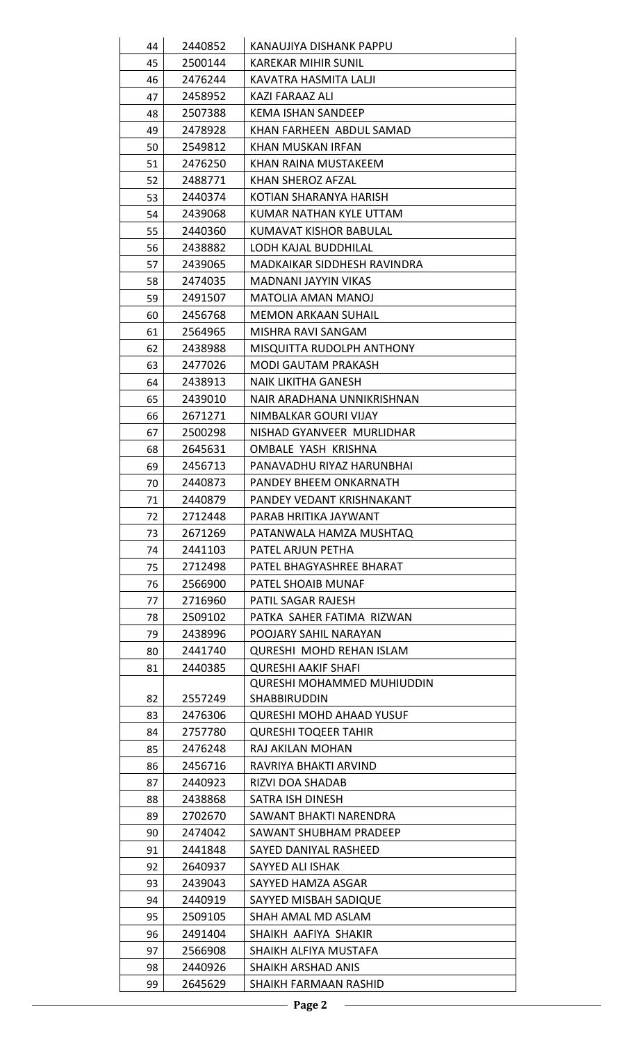| 44 | 2440852 | KANAUJIYA DISHANK PAPPU |
|---|---|---|
| 45 | 2500144 | KAREKAR MIHIR SUNIL |
| 46 | 2476244 | KAVATRA HASMITA LALJI |
| 47 | 2458952 | KAZI FARAAZ ALI |
| 48 | 2507388 | KEMA ISHAN SANDEEP |
| 49 | 2478928 | KHAN FARHEEN ABDUL SAMAD |
| 50 | 2549812 | KHAN MUSKAN IRFAN |
| 51 | 2476250 | KHAN RAINA MUSTAKEEM |
| 52 | 2488771 | KHAN SHEROZ AFZAL |
| 53 | 2440374 | KOTIAN SHARANYA HARISH |
| 54 | 2439068 | KUMAR NATHAN KYLE UTTAM |
| 55 | 2440360 | KUMAVAT KISHOR BABULAL |
| 56 | 2438882 | LODH KAJAL BUDDHILAL |
| 57 | 2439065 | MADKAIKAR SIDDHESH RAVINDRA |
| 58 | 2474035 | MADNANI JAYYIN VIKAS |
| 59 | 2491507 | MATOLIA AMAN MANOJ |
| 60 | 2456768 | MEMON ARKAAN SUHAIL |
| 61 | 2564965 | MISHRA RAVI SANGAM |
| 62 | 2438988 | MISQUITTA RUDOLPH ANTHONY |
| 63 | 2477026 | MODI GAUTAM PRAKASH |
| 64 | 2438913 | NAIK LIKITHA GANESH |
| 65 | 2439010 | NAIR ARADHANA UNNIKRISHNAN |
| 66 | 2671271 | NIMBALKAR GOURI VIJAY |
| 67 | 2500298 | NISHAD GYANVEER MURLIDHAR |
| 68 | 2645631 | OMBALE YASH KRISHNA |
| 69 | 2456713 | PANAVADHU RIYAZ HARUNBHAI |
| 70 | 2440873 | PANDEY BHEEM ONKARNATH |
| 71 | 2440879 | PANDEY VEDANT KRISHNAKANT |
| 72 | 2712448 | PARAB HRITIKA JAYWANT |
| 73 | 2671269 | PATANWALA HAMZA MUSHTAQ |
| 74 | 2441103 | PATEL ARJUN PETHA |
| 75 | 2712498 | PATEL BHAGYASHREE BHARAT |
| 76 | 2566900 | PATEL SHOAIB MUNAF |
| 77 | 2716960 | PATIL SAGAR RAJESH |
| 78 | 2509102 | PATKA SAHER FATIMA RIZWAN |
| 79 | 2438996 | POOJARY SAHIL NARAYAN |
| 80 | 2441740 | QURESHI MOHD REHAN ISLAM |
| 81 | 2440385 | QURESHI AAKIF SHAFI |
| 82 | 2557249 | QURESHI MOHAMMED MUHIUDDIN SHABBIRUDDIN |
| 83 | 2476306 | QURESHI MOHD AHAAD YUSUF |
| 84 | 2757780 | QURESHI TOQEER TAHIR |
| 85 | 2476248 | RAJ AKILAN MOHAN |
| 86 | 2456716 | RAVRIYA BHAKTI ARVIND |
| 87 | 2440923 | RIZVI DOA SHADAB |
| 88 | 2438868 | SATRA ISH DINESH |
| 89 | 2702670 | SAWANT BHAKTI NARENDRA |
| 90 | 2474042 | SAWANT SHUBHAM PRADEEP |
| 91 | 2441848 | SAYED DANIYAL RASHEED |
| 92 | 2640937 | SAYYED ALI ISHAK |
| 93 | 2439043 | SAYYED HAMZA ASGAR |
| 94 | 2440919 | SAYYED MISBAH SADIQUE |
| 95 | 2509105 | SHAH AMAL MD ASLAM |
| 96 | 2491404 | SHAIKH AAFIYA SHAKIR |
| 97 | 2566908 | SHAIKH ALFIYA MUSTAFA |
| 98 | 2440926 | SHAIKH ARSHAD ANIS |
| 99 | 2645629 | SHAIKH FARMAAN RASHID |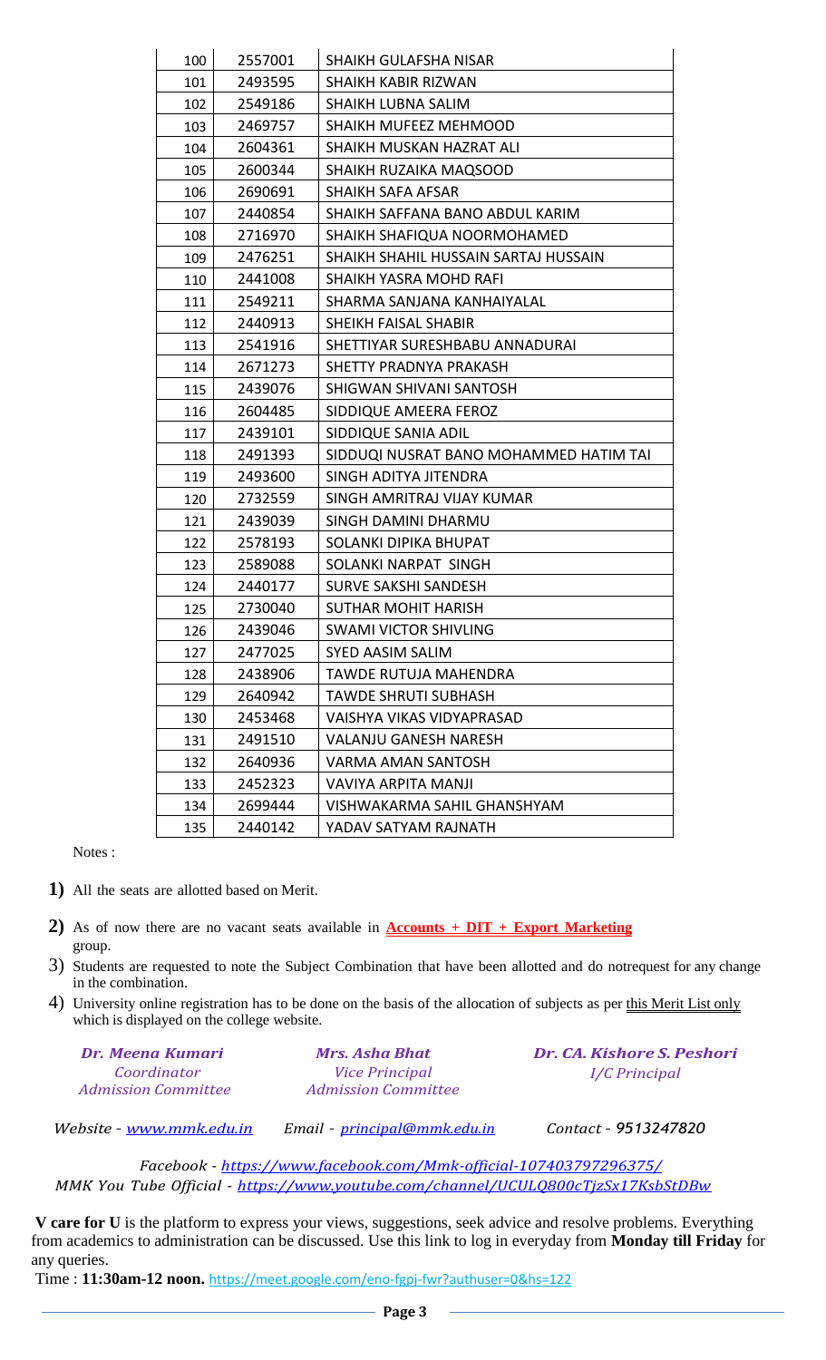| | | |
|---|---|---|
| 100 | 2557001 | SHAIKH GULAFSHA NISAR |
| 101 | 2493595 | SHAIKH KABIR RIZWAN |
| 102 | 2549186 | SHAIKH LUBNA SALIM |
| 103 | 2469757 | SHAIKH MUFEEZ MEHMOOD |
| 104 | 2604361 | SHAIKH MUSKAN HAZRAT ALI |
| 105 | 2600344 | SHAIKH RUZAIKA MAQSOOD |
| 106 | 2690691 | SHAIKH SAFA AFSAR |
| 107 | 2440854 | SHAIKH SAFFANA BANO ABDUL KARIM |
| 108 | 2716970 | SHAIKH SHAFIQUA NOORMOHAMED |
| 109 | 2476251 | SHAIKH SHAHIL HUSSAIN SARTAJ HUSSAIN |
| 110 | 2441008 | SHAIKH YASRA MOHD RAFI |
| 111 | 2549211 | SHARMA SANJANA KANHAIYALAL |
| 112 | 2440913 | SHEIKH FAISAL SHABIR |
| 113 | 2541916 | SHETTIYAR SURESHBABU ANNADURAI |
| 114 | 2671273 | SHETTY PRADNYA PRAKASH |
| 115 | 2439076 | SHIGWAN SHIVANI SANTOSH |
| 116 | 2604485 | SIDDIQUE AMEERA FEROZ |
| 117 | 2439101 | SIDDIQUE SANIA ADIL |
| 118 | 2491393 | SIDDUQI NUSRAT BANO MOHAMMED HATIM TAI |
| 119 | 2493600 | SINGH ADITYA JITENDRA |
| 120 | 2732559 | SINGH AMRITRAJ VIJAY KUMAR |
| 121 | 2439039 | SINGH DAMINI DHARMU |
| 122 | 2578193 | SOLANKI DIPIKA BHUPAT |
| 123 | 2589088 | SOLANKI NARPAT SINGH |
| 124 | 2440177 | SURVE SAKSHI SANDESH |
| 125 | 2730040 | SUTHAR MOHIT HARISH |
| 126 | 2439046 | SWAMI VICTOR SHIVLING |
| 127 | 2477025 | SYED AASIM SALIM |
| 128 | 2438906 | TAWDE RUTUJA MAHENDRA |
| 129 | 2640942 | TAWDE SHRUTI SUBHASH |
| 130 | 2453468 | VAISHYA VIKAS VIDYAPRASAD |
| 131 | 2491510 | VALANJU GANESH NARESH |
| 132 | 2640936 | VARMA AMAN SANTOSH |
| 133 | 2452323 | VAVIYA ARPITA MANJI |
| 134 | 2699444 | VISHWAKARMA SAHIL GHANSHYAM |
| 135 | 2440142 | YADAV SATYAM RAJNATH |

Notes :

1) All the seats are allotted based on Merit.
2) As of now there are no vacant seats available in **Accounts + DIT + Export Marketing** group.
3) Students are requested to note the Subject Combination that have been allotted and do notrequest for any change in the combination.
4) University online registration has to be done on the basis of the allocation of subjects as per this Merit List only which is displayed on the college website.

***Dr. Meena Kumari***
*Coordinator*
*Admission Committee*

***Mrs. Asha Bhat***
*Vice Principal*
*Admission Committee*

***Dr. CA. Kishore S. Peshori***
*I/C Principal*

*Website - www.mmk.edu.in* *Email - principal@mmk.edu.in* *Contact - **9513247820***

*Facebook - https://www.facebook.com/Mmk-official-107403797296375/*
*MMK You Tube Official - https://www.youtube.com/channel/UCULQ800cTjzSx17KsbStDBw*

**V care for U** is the platform to express your views, suggestions, seek advice and resolve problems. Everything from academics to administration can be discussed. Use this link to log in everyday from **Monday till Friday** for any queries.

Time : **11:30am-12 noon.** https://meet.google.com/eno-fgpj-fwr?authuser=0&hs=122